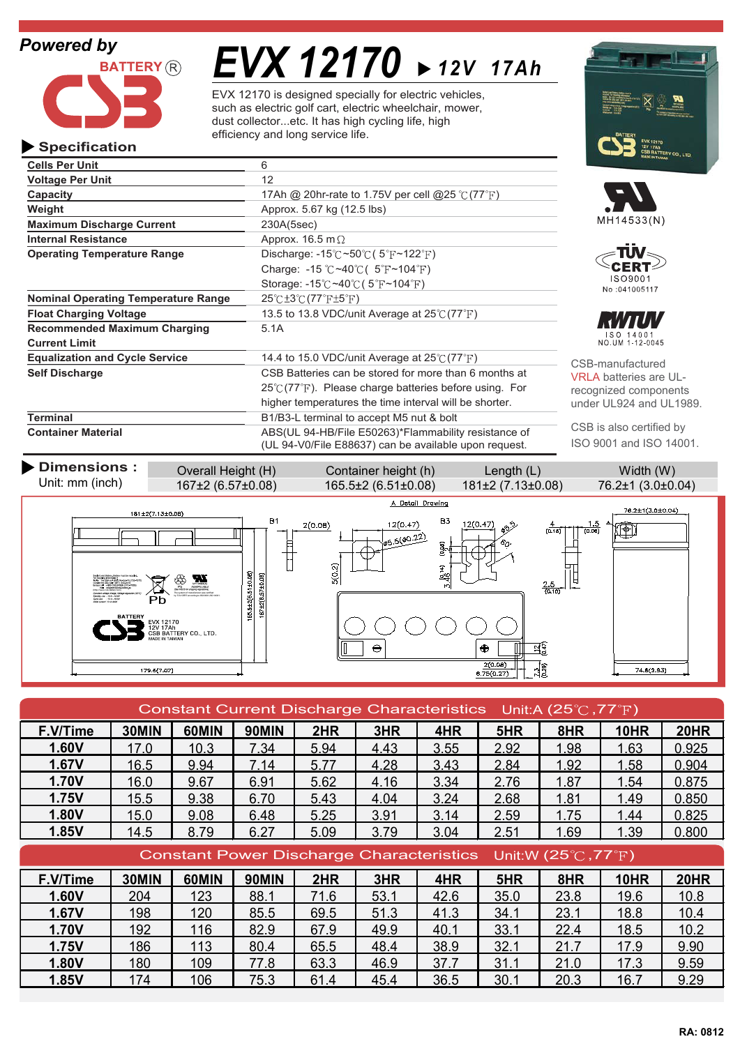Powered by

BATTERY®

# EVX 12170 ▶12V 17Ah

EVX 12170 is designed specially for electric vehicles, such as electric golf cart, electric wheelchair, mower, dust collector...etc. It has high cycling life, high efficiency and long service life.

## ▶ Specification

| | |
|---|---|
| **Cells Per Unit** | 6 |
| **Voltage Per Unit** | 12 |
| **Capacity** | 17Ah @ 20hr-rate to 1.75V per cell @25℃(77℉) |
| **Weight** | Approx. 5.67 kg (12.5 lbs) |
| **Maximum Discharge Current** | 230A(5sec) |
| **Internal Resistance** | Approx. 16.5 mΩ |
| **Operating Temperature Range** | Discharge: -15℃~50℃( 5℉~122℉)<br>Charge: -15℃~40℃( 5℉~104℉)<br>Storage: -15℃~40℃( 5℉~104℉) |
| **Nominal Operating Temperature Range** | 25℃±3℃(77℉±5℉) |
| **Float Charging Voltage** | 13.5 to 13.8 VDC/unit Average at 25℃(77℉) |
| **Recommended Maximum Charging Current Limit** | 5.1A |
| **Equalization and Cycle Service** | 14.4 to 15.0 VDC/unit Average at 25℃(77℉) |
| **Self Discharge** | CSB Batteries can be stored for more than 6 months at 25℃(77℉). Please charge batteries before using. For higher temperatures the time interval will be shorter. |
| **Terminal** | B1/B3-L terminal to accept M5 nut & bolt |
| **Container Material** | ABS(UL 94-HB/File E50263)*Flammability resistance of (UL 94-V0/File E88637) can be available upon request. |

MH14533(N)

TÜV CERT ISO9001 No :041005117

RWTÜV ISO 14001 NO.UM 1-12-0045

CSB-manufactured VRLA batteries are UL-recognized components under UL924 and UL1989.

CSB is also certified by ISO 9001 and ISO 14001.

## ▶ Dimensions :

Unit: mm (inch)

| Overall Height (H) | Container height (h) | Length (L) | Width (W) |
|---|---|---|---|
| 167±2 (6.57±0.08) | 165.5±2 (6.51±0.08) | 181±2 (7.13±0.08) | 76.2±1 (3.0±0.04) |

## Constant Current Discharge Characteristics Unit:A (25℃,77℉)

| F.V/Time | 30MIN | 60MIN | 90MIN | 2HR | 3HR | 4HR | 5HR | 8HR | 10HR | 20HR |
|---|---|---|---|---|---|---|---|---|---|---|
| 1.60V | 17.0 | 10.3 | 7.34 | 5.94 | 4.43 | 3.55 | 2.92 | 1.98 | 1.63 | 0.925 |
| 1.67V | 16.5 | 9.94 | 7.14 | 5.77 | 4.28 | 3.43 | 2.84 | 1.92 | 1.58 | 0.904 |
| 1.70V | 16.0 | 9.67 | 6.91 | 5.62 | 4.16 | 3.34 | 2.76 | 1.87 | 1.54 | 0.875 |
| 1.75V | 15.5 | 9.38 | 6.70 | 5.43 | 4.04 | 3.24 | 2.68 | 1.81 | 1.49 | 0.850 |
| 1.80V | 15.0 | 9.08 | 6.48 | 5.25 | 3.91 | 3.14 | 2.59 | 1.75 | 1.44 | 0.825 |
| 1.85V | 14.5 | 8.79 | 6.27 | 5.09 | 3.79 | 3.04 | 2.51 | 1.69 | 1.39 | 0.800 |

## Constant Power Discharge Characteristics Unit:W (25℃,77℉)

| F.V/Time | 30MIN | 60MIN | 90MIN | 2HR | 3HR | 4HR | 5HR | 8HR | 10HR | 20HR |
|---|---|---|---|---|---|---|---|---|---|---|
| 1.60V | 204 | 123 | 88.1 | 71.6 | 53.1 | 42.6 | 35.0 | 23.8 | 19.6 | 10.8 |
| 1.67V | 198 | 120 | 85.5 | 69.5 | 51.3 | 41.3 | 34.1 | 23.1 | 18.8 | 10.4 |
| 1.70V | 192 | 116 | 82.9 | 67.9 | 49.9 | 40.1 | 33.1 | 22.4 | 18.5 | 10.2 |
| 1.75V | 186 | 113 | 80.4 | 65.5 | 48.4 | 38.9 | 32.1 | 21.7 | 17.9 | 9.90 |
| 1.80V | 180 | 109 | 77.8 | 63.3 | 46.9 | 37.7 | 31.1 | 21.0 | 17.3 | 9.59 |
| 1.85V | 174 | 106 | 75.3 | 61.4 | 45.4 | 36.5 | 30.1 | 20.3 | 16.7 | 9.29 |

RA: 0812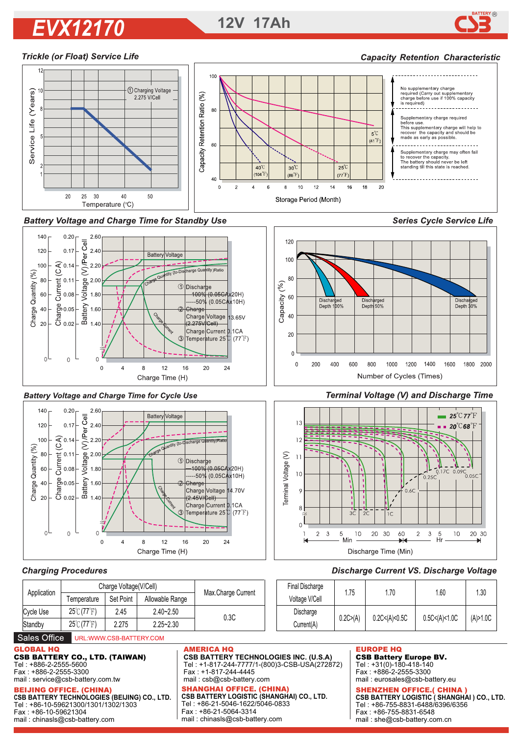# EVX12170

**12V 17Ah**

BATTERY CSB

## Trickle (or Float) Service Life

Service Life (Years)

12, 10, 8, 5, 2, 1

① Charging Voltage 2.275 V/Cell

20, 25, 30, 40, 50

Temperature (°C)

## Capacity Retention Characteristic

Capacity Retention Ratio (%)

100, 80, 60, 40

40℃ (104℉)

30℃ (86℉)

25℃ (77℉)

5℃ (41℉)

0, 2, 4, 6, 8, 10, 12, 14, 16, 18, 20

Storage Period (Month)

No supplementary charge required (Carry out supplementary charge before use if 100% capacity is required)

Supplementary charge required before use. This supplementary charge will help to recover the capacity and should be made as early as possible.

Supplementary charge may often fail to recover the capacity. The battery should never be left standing till this state is reached.

## Battery Voltage and Charge Time for Standby Use

Charge Quantity (%): 140, 120, 100, 80, 60, 40, 20, 0

Charge Current (CA): 0.20, 0.17, 0.14, 0.11, 0.08, 0.05, 0.02, 0

Battery Voltage (V)/Per Cell: 2.60, 2.40, 2.20, 2.00, 1.80, 1.60, 1.40, 0

Battery Voltage

Charge Quantity (to-Discharge Quantity)Ratio

Charge Current

① Discharge

—100% (0.05CAx20H)

-----50% (0.05CAx10H)

② Charge

Charge Voltage 13.65V (2.275V/Cell)

Charge Current 0.1CA

③ Temperature 25℃ (77℉)

0, 4, 8, 12, 16, 20, 24

Charge Time (H)

## Series Cycle Service Life

Capacity (%): 120, 100, 80, 60, 40, 20, 0

Discharged Depth 100%

Discharged Depth 50%

Discharged Depth 30%

0, 200, 400, 600, 800, 1000, 1200, 1400, 1600, 1800, 2000

Number of Cycles (Times)

## Battery Voltage and Charge Time for Cycle Use

Charge Quantity (%): 140, 120, 100, 80, 60, 40, 20, 0

Charge Current (CA): 0.20, 0.17, 0.14, 0.11, 0.08, 0.05, 0.02, 0

Battery Voltage (V)/Per Cell: 2.60, 2.40, 2.20, 2.00, 1.80, 1.60, 1.40, 0

Battery Voltage

Charge Quantity (to-Discharge Quantity)Ratio

Charge Current

① Discharge

—100% (0.05CAx20H)

-----50% (0.05CAx10H)

② Charge

Charge Voltage 14.70V (2.45V/Cell)

Charge Current 0.1CA

③ Temperature 25℃ (77℉)

0, 4, 8, 12, 16, 20, 24

Charge Time (H)

## Terminal Voltage (V) and Discharge Time

Terminal Voltage (V): 13, 12, 11, 10, 9, 8, 0

25℃ 77℉

20℃ 68℉

3C, 2C, 1C, 0.6C, 0.25C, 0.17C, 0.09C, 0.05C

1, 2, 3, 5, 10, 20, 30, 60 Min — 2, 3, 5, 10, 20, 30 Hr

Discharge Time (Min)

## Charging Procedures

| Application | Charge Voltage(V/Cell) | | | Max.Charge Current |
|---|---|---|---|---|
| | Temperature | Set Point | Allowable Range | |
| Cycle Use | 25℃(77℉) | 2.45 | 2.40~2.50 | 0.3C |
| Standby | 25℃(77℉) | 2.275 | 2.25~2.30 | |

## Discharge Current VS. Discharge Voltage

| Final Discharge Voltage V/Cell | 1.75 | 1.70 | 1.60 | 1.30 |
|---|---|---|---|---|
| Discharge Current(A) | 0.2C>(A) | 0.2C<(A)<0.5C | 0.5C<(A)<1.0C | (A)>1.0C |

## Sales Office

URL:WWW.CSB-BATTERY.COM

**GLOBAL HQ**
**CSB BATTERY CO., LTD. (TAIWAN)**
Tel : +886-2-2555-5600
Fax : +886-2-2555-3300
mail : service@csb-battery.com.tw

**AMERICA HQ**
**CSB BATTERY TECHNOLOGIES INC. (U.S.A)**
Tel : +1-817-244-7777/1-(800)3-CSB-USA(272872)
Fax : +1-817-244-4445
mail : csb@csb-battery.com

**EUROPE HQ**
**CSB Battery Europe BV.**
Tel : +31(0)-180-418-140
Fax : +31(0)-180-418-180
mail : eurosales@csb-battery.eu

**BEIJING OFFICE. (CHINA)**
**CSB BATTERY TECHNOLOGIES (BEIJING) CO., LTD.**
Tel : +86-10-59621300/1301/1302/1303
Fax : +86-10-59621304
mail : chinasls@csb-battery.com

**SHANGHAI OFFICE. (CHINA)**
**CSB BATTERY LOGISTIC (SHANGHAI) CO., LTD.**
Tel : +86-21-5046-1622/5046-0833
Fax : +86-21-5064-3314
mail : chinasls@csb-battery.com

**SHENZHEN OFFICE.( CHINA )**
**CSB BATTERY LOGISTIC ( SHANGHAI ) CO., LTD.**
Tel : +86-755-8831-6488/6396/6356
Fax : +86-755-8831-6548
mail : she@csb-battery.com.cn